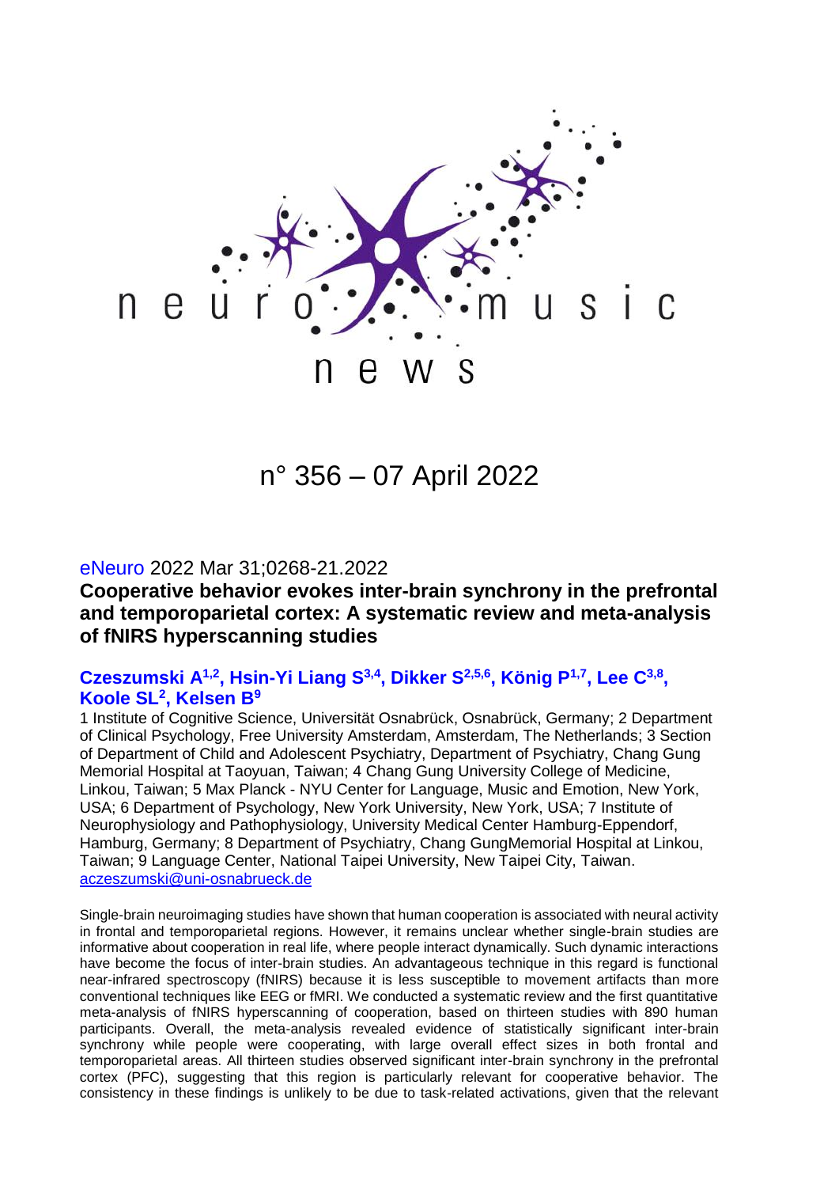# neuro music news

## n° 356 – 07 April 2022

eNeuro 2022 Mar 31;0268-21.2022

### Cooperative behavior evokes inter-brain synchrony in the prefrontal and temporoparietal cortex: A systematic review and meta-analysis of fNIRS hyperscanning studies

**Czeszumski A[1,2], Hsin-Yi Liang S[3,4], Dikker S[2,5,6], König P[1,7], Lee C[3,8], Koole SL[2], Kelsen B[9]**

1 Institute of Cognitive Science, Universität Osnabrück, Osnabrück, Germany; 2 Department of Clinical Psychology, Free University Amsterdam, Amsterdam, The Netherlands; 3 Section of Department of Child and Adolescent Psychiatry, Department of Psychiatry, Chang Gung Memorial Hospital at Taoyuan, Taiwan; 4 Chang Gung University College of Medicine, Linkou, Taiwan; 5 Max Planck - NYU Center for Language, Music and Emotion, New York, USA; 6 Department of Psychology, New York University, New York, USA; 7 Institute of Neurophysiology and Pathophysiology, University Medical Center Hamburg-Eppendorf, Hamburg, Germany; 8 Department of Psychiatry, Chang GungMemorial Hospital at Linkou, Taiwan; 9 Language Center, National Taipei University, New Taipei City, Taiwan.
aczeszumski@uni-osnabrueck.de

Single-brain neuroimaging studies have shown that human cooperation is associated with neural activity in frontal and temporoparietal regions. However, it remains unclear whether single-brain studies are informative about cooperation in real life, where people interact dynamically. Such dynamic interactions have become the focus of inter-brain studies. An advantageous technique in this regard is functional near-infrared spectroscopy (fNIRS) because it is less susceptible to movement artifacts than more conventional techniques like EEG or fMRI. We conducted a systematic review and the first quantitative meta-analysis of fNIRS hyperscanning of cooperation, based on thirteen studies with 890 human participants. Overall, the meta-analysis revealed evidence of statistically significant inter-brain synchrony while people were cooperating, with large overall effect sizes in both frontal and temporoparietal areas. All thirteen studies observed significant inter-brain synchrony in the prefrontal cortex (PFC), suggesting that this region is particularly relevant for cooperative behavior. The consistency in these findings is unlikely to be due to task-related activations, given that the relevant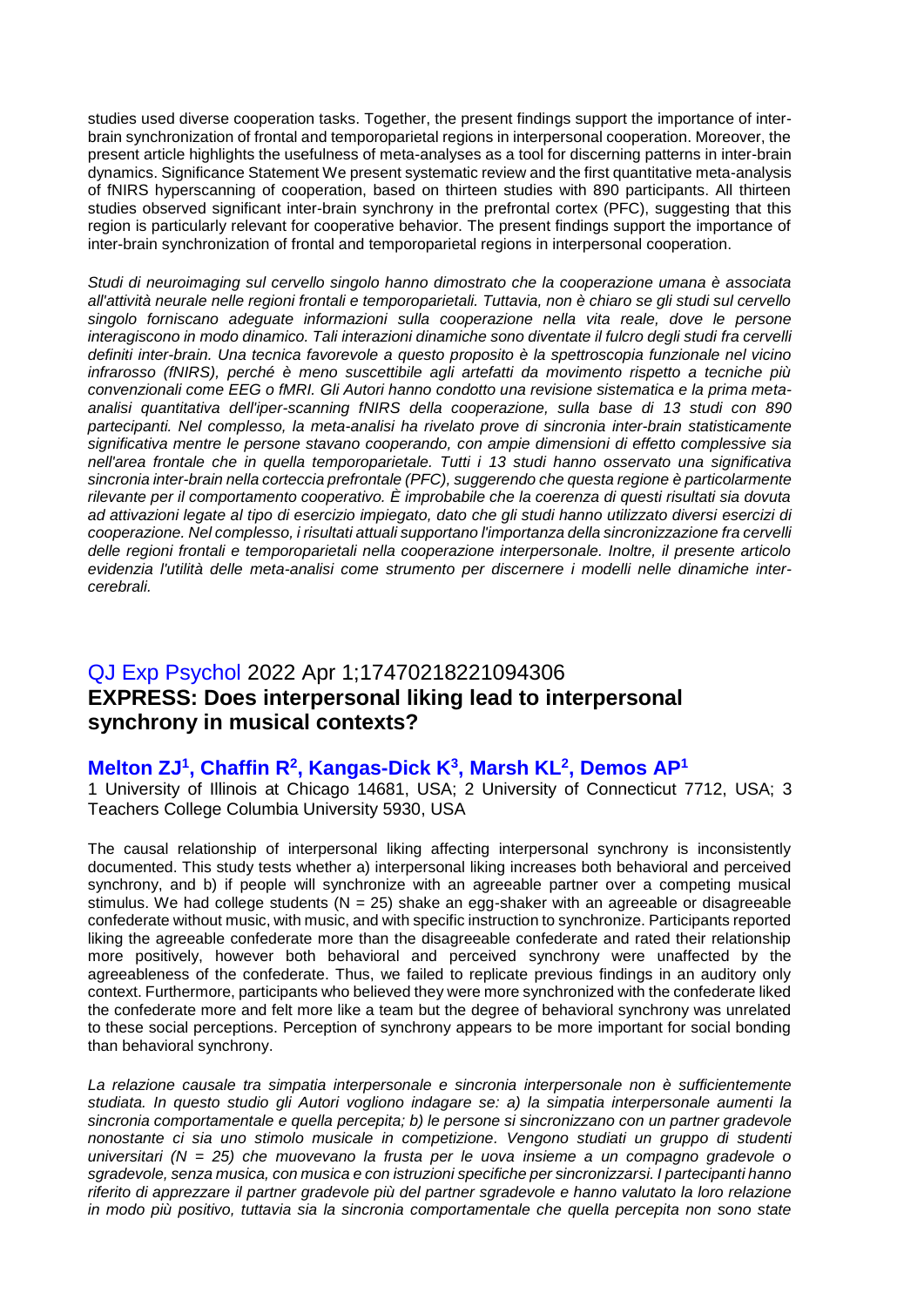studies used diverse cooperation tasks. Together, the present findings support the importance of inter-brain synchronization of frontal and temporoparietal regions in interpersonal cooperation. Moreover, the present article highlights the usefulness of meta-analyses as a tool for discerning patterns in inter-brain dynamics. Significance Statement We present systematic review and the first quantitative meta-analysis of fNIRS hyperscanning of cooperation, based on thirteen studies with 890 participants. All thirteen studies observed significant inter-brain synchrony in the prefrontal cortex (PFC), suggesting that this region is particularly relevant for cooperative behavior. The present findings support the importance of inter-brain synchronization of frontal and temporoparietal regions in interpersonal cooperation.

*Studi di neuroimaging sul cervello singolo hanno dimostrato che la cooperazione umana è associata all'attività neurale nelle regioni frontali e temporoparietali. Tuttavia, non è chiaro se gli studi sul cervello singolo forniscano adeguate informazioni sulla cooperazione nella vita reale, dove le persone interagiscono in modo dinamico. Tali interazioni dinamiche sono diventate il fulcro degli studi fra cervelli definiti inter-brain. Una tecnica favorevole a questo proposito è la spettroscopia funzionale nel vicino infrarosso (fNIRS), perché è meno suscettibile agli artefatti da movimento rispetto a tecniche più convenzionali come EEG o fMRI. Gli Autori hanno condotto una revisione sistematica e la prima meta-analisi quantitativa dell'iper-scanning fNIRS della cooperazione, sulla base di 13 studi con 890 partecipanti. Nel complesso, la meta-analisi ha rivelato prove di sincronia inter-brain statisticamente significativa mentre le persone stavano cooperando, con ampie dimensioni di effetto complessive sia nell'area frontale che in quella temporoparietale. Tutti i 13 studi hanno osservato una significativa sincronia inter-brain nella corteccia prefrontale (PFC), suggerendo che questa regione è particolarmente rilevante per il comportamento cooperativo. È improbabile che la coerenza di questi risultati sia dovuta ad attivazioni legate al tipo di esercizio impiegato, dato che gli studi hanno utilizzato diversi esercizi di cooperazione. Nel complesso, i risultati attuali supportano l'importanza della sincronizzazione fra cervelli delle regioni frontali e temporoparietali nella cooperazione interpersonale. Inoltre, il presente articolo evidenzia l'utilità delle meta-analisi come strumento per discernere i modelli nelle dinamiche inter-cerebrali.*

## QJ Exp Psychol 2022 Apr 1;17470218221094306

## EXPRESS: Does interpersonal liking lead to interpersonal synchrony in musical contexts?

### Melton ZJ[1], Chaffin R[2], Kangas-Dick K[3], Marsh KL[2], Demos AP[1]

1 University of Illinois at Chicago 14681, USA; 2 University of Connecticut 7712, USA; 3 Teachers College Columbia University 5930, USA

The causal relationship of interpersonal liking affecting interpersonal synchrony is inconsistently documented. This study tests whether a) interpersonal liking increases both behavioral and perceived synchrony, and b) if people will synchronize with an agreeable partner over a competing musical stimulus. We had college students (N = 25) shake an egg-shaker with an agreeable or disagreeable confederate without music, with music, and with specific instruction to synchronize. Participants reported liking the agreeable confederate more than the disagreeable confederate and rated their relationship more positively, however both behavioral and perceived synchrony were unaffected by the agreeableness of the confederate. Thus, we failed to replicate previous findings in an auditory only context. Furthermore, participants who believed they were more synchronized with the confederate liked the confederate more and felt more like a team but the degree of behavioral synchrony was unrelated to these social perceptions. Perception of synchrony appears to be more important for social bonding than behavioral synchrony.

*La relazione causale tra simpatia interpersonale e sincronia interpersonale non è sufficientemente studiata. In questo studio gli Autori vogliono indagare se: a) la simpatia interpersonale aumenti la sincronia comportamentale e quella percepita; b) le persone si sincronizzano con un partner gradevole nonostante ci sia uno stimolo musicale in competizione. Vengono studiati un gruppo di studenti universitari (N = 25) che muovevano la frusta per le uova insieme a un compagno gradevole o sgradevole, senza musica, con musica e con istruzioni specifiche per sincronizzarsi. I partecipanti hanno riferito di apprezzare il partner gradevole più del partner sgradevole e hanno valutato la loro relazione in modo più positivo, tuttavia sia la sincronia comportamentale che quella percepita non sono state*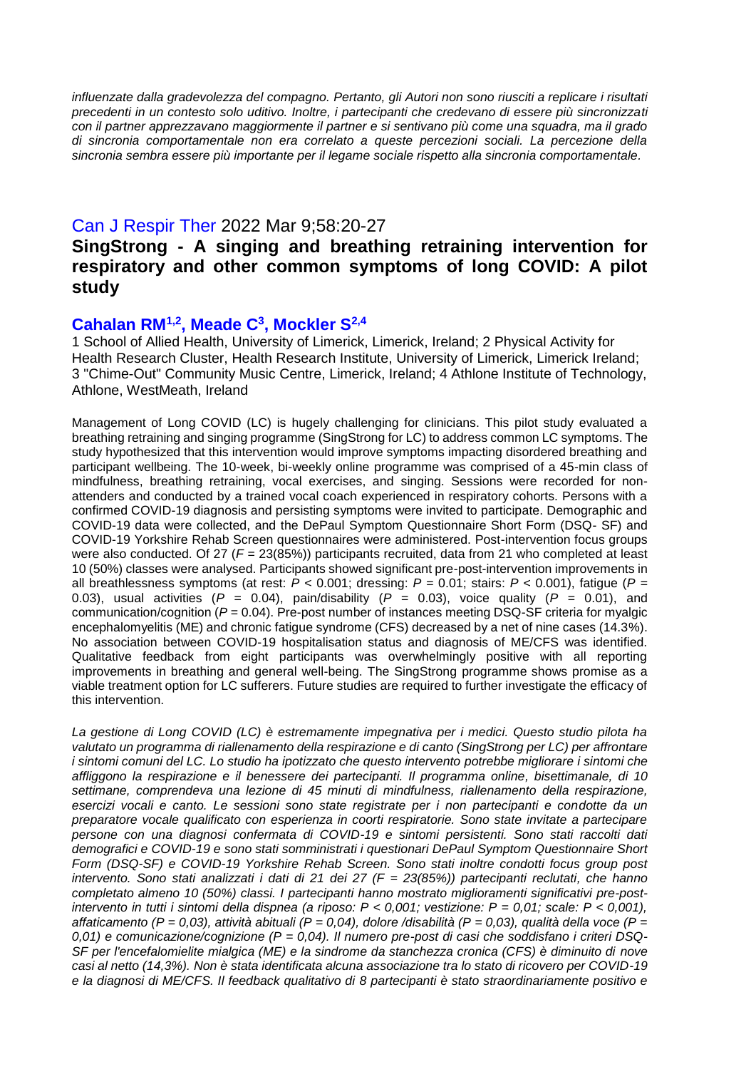*influenzate dalla gradevolezza del compagno. Pertanto, gli Autori non sono riusciti a replicare i risultati precedenti in un contesto solo uditivo. Inoltre, i partecipanti che credevano di essere più sincronizzati con il partner apprezzavano maggiormente il partner e si sentivano più come una squadra, ma il grado di sincronia comportamentale non era correlato a queste percezioni sociali. La percezione della sincronia sembra essere più importante per il legame sociale rispetto alla sincronia comportamentale.*

Can J Respir Ther 2022 Mar 9;58:20-27

## SingStrong - A singing and breathing retraining intervention for respiratory and other common symptoms of long COVID: A pilot study

### Cahalan RM[1,2], Meade C[3], Mockler S[2,4]

1 School of Allied Health, University of Limerick, Limerick, Ireland; 2 Physical Activity for Health Research Cluster, Health Research Institute, University of Limerick, Limerick Ireland; 3 "Chime-Out" Community Music Centre, Limerick, Ireland; 4 Athlone Institute of Technology, Athlone, WestMeath, Ireland

Management of Long COVID (LC) is hugely challenging for clinicians. This pilot study evaluated a breathing retraining and singing programme (SingStrong for LC) to address common LC symptoms. The study hypothesized that this intervention would improve symptoms impacting disordered breathing and participant wellbeing. The 10-week, bi-weekly online programme was comprised of a 45-min class of mindfulness, breathing retraining, vocal exercises, and singing. Sessions were recorded for non-attenders and conducted by a trained vocal coach experienced in respiratory cohorts. Persons with a confirmed COVID-19 diagnosis and persisting symptoms were invited to participate. Demographic and COVID-19 data were collected, and the DePaul Symptom Questionnaire Short Form (DSQ- SF) and COVID-19 Yorkshire Rehab Screen questionnaires were administered. Post-intervention focus groups were also conducted. Of 27 ($F$ = 23(85%)) participants recruited, data from 21 who completed at least 10 (50%) classes were analysed. Participants showed significant pre-post-intervention improvements in all breathlessness symptoms (at rest: $P < 0.001$; dressing: $P = 0.01$; stairs: $P < 0.001$), fatigue ($P = 0.03$), usual activities ($P = 0.04$), pain/disability ($P = 0.03$), voice quality ($P = 0.01$), and communication/cognition ($P = 0.04$). Pre-post number of instances meeting DSQ-SF criteria for myalgic encephalomyelitis (ME) and chronic fatigue syndrome (CFS) decreased by a net of nine cases (14.3%). No association between COVID-19 hospitalisation status and diagnosis of ME/CFS was identified. Qualitative feedback from eight participants was overwhelmingly positive with all reporting improvements in breathing and general well-being. The SingStrong programme shows promise as a viable treatment option for LC sufferers. Future studies are required to further investigate the efficacy of this intervention.

*La gestione di Long COVID (LC) è estremamente impegnativa per i medici. Questo studio pilota ha valutato un programma di riallenamento della respirazione e di canto (SingStrong per LC) per affrontare i sintomi comuni del LC. Lo studio ha ipotizzato che questo intervento potrebbe migliorare i sintomi che affliggono la respirazione e il benessere dei partecipanti. Il programma online, bisettimanale, di 10 settimane, comprendeva una lezione di 45 minuti di mindfulness, riallenamento della respirazione, esercizi vocali e canto. Le sessioni sono state registrate per i non partecipanti e condotte da un preparatore vocale qualificato con esperienza in coorti respiratorie. Sono state invitate a partecipare persone con una diagnosi confermata di COVID-19 e sintomi persistenti. Sono stati raccolti dati demografici e COVID-19 e sono stati somministrati i questionari DePaul Symptom Questionnaire Short Form (DSQ-SF) e COVID-19 Yorkshire Rehab Screen. Sono stati inoltre condotti focus group post intervento. Sono stati analizzati i dati di 21 dei 27 ($F$ = 23(85%)) partecipanti reclutati, che hanno completato almeno 10 (50%) classi. I partecipanti hanno mostrato miglioramenti significativi pre-post-intervento in tutti i sintomi della dispnea (a riposo: $P < 0{,}001$; vestizione: $P = 0{,}01$; scale: $P < 0{,}001$), affaticamento ($P = 0{,}03$), attività abituali ($P = 0{,}04$), dolore /disabilità ($P = 0{,}03$), qualità della voce ($P = 0{,}01$) e comunicazione/cognizione ($P = 0{,}04$). Il numero pre-post di casi che soddisfano i criteri DSQ-SF per l'encefalomielite mialgica (ME) e la sindrome da stanchezza cronica (CFS) è diminuito di nove casi al netto (14,3%). Non è stata identificata alcuna associazione tra lo stato di ricovero per COVID-19 e la diagnosi di ME/CFS. Il feedback qualitativo di 8 partecipanti è stato straordinariamente positivo e*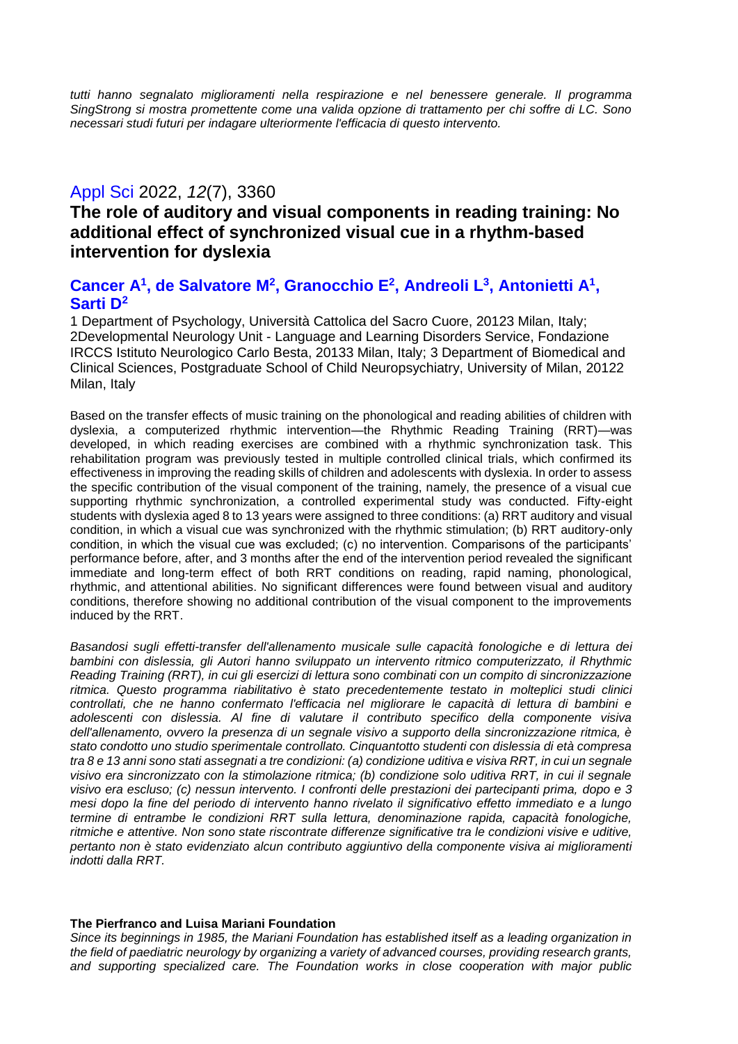*tutti hanno segnalato miglioramenti nella respirazione e nel benessere generale. Il programma SingStrong si mostra promettente come una valida opzione di trattamento per chi soffre di LC. Sono necessari studi futuri per indagare ulteriormente l'efficacia di questo intervento.*

## Appl Sci 2022, *12*(7), 3360

## The role of auditory and visual components in reading training: No additional effect of synchronized visual cue in a rhythm-based intervention for dyslexia

### Cancer A[1], de Salvatore M[2], Granocchio E[2], Andreoli L[3], Antonietti A[1], Sarti D[2]

1 Department of Psychology, Università Cattolica del Sacro Cuore, 20123 Milan, Italy; 2Developmental Neurology Unit - Language and Learning Disorders Service, Fondazione IRCCS Istituto Neurologico Carlo Besta, 20133 Milan, Italy; 3 Department of Biomedical and Clinical Sciences, Postgraduate School of Child Neuropsychiatry, University of Milan, 20122 Milan, Italy

Based on the transfer effects of music training on the phonological and reading abilities of children with dyslexia, a computerized rhythmic intervention—the Rhythmic Reading Training (RRT)—was developed, in which reading exercises are combined with a rhythmic synchronization task. This rehabilitation program was previously tested in multiple controlled clinical trials, which confirmed its effectiveness in improving the reading skills of children and adolescents with dyslexia. In order to assess the specific contribution of the visual component of the training, namely, the presence of a visual cue supporting rhythmic synchronization, a controlled experimental study was conducted. Fifty-eight students with dyslexia aged 8 to 13 years were assigned to three conditions: (a) RRT auditory and visual condition, in which a visual cue was synchronized with the rhythmic stimulation; (b) RRT auditory-only condition, in which the visual cue was excluded; (c) no intervention. Comparisons of the participants' performance before, after, and 3 months after the end of the intervention period revealed the significant immediate and long-term effect of both RRT conditions on reading, rapid naming, phonological, rhythmic, and attentional abilities. No significant differences were found between visual and auditory conditions, therefore showing no additional contribution of the visual component to the improvements induced by the RRT.

*Basandosi sugli effetti-transfer dell'allenamento musicale sulle capacità fonologiche e di lettura dei bambini con dislessia, gli Autori hanno sviluppato un intervento ritmico computerizzato, il Rhythmic Reading Training (RRT), in cui gli esercizi di lettura sono combinati con un compito di sincronizzazione ritmica. Questo programma riabilitativo è stato precedentemente testato in molteplici studi clinici controllati, che ne hanno confermato l'efficacia nel migliorare le capacità di lettura di bambini e adolescenti con dislessia. Al fine di valutare il contributo specifico della componente visiva dell'allenamento, ovvero la presenza di un segnale visivo a supporto della sincronizzazione ritmica, è stato condotto uno studio sperimentale controllato. Cinquantotto studenti con dislessia di età compresa tra 8 e 13 anni sono stati assegnati a tre condizioni: (a) condizione uditiva e visiva RRT, in cui un segnale visivo era sincronizzato con la stimolazione ritmica; (b) condizione solo uditiva RRT, in cui il segnale visivo era escluso; (c) nessun intervento. I confronti delle prestazioni dei partecipanti prima, dopo e 3 mesi dopo la fine del periodo di intervento hanno rivelato il significativo effetto immediato e a lungo termine di entrambe le condizioni RRT sulla lettura, denominazione rapida, capacità fonologiche, ritmiche e attentive. Non sono state riscontrate differenze significative tra le condizioni visive e uditive, pertanto non è stato evidenziato alcun contributo aggiuntivo della componente visiva ai miglioramenti indotti dalla RRT.*

**The Pierfranco and Luisa Mariani Foundation**

*Since its beginnings in 1985, the Mariani Foundation has established itself as a leading organization in the field of paediatric neurology by organizing a variety of advanced courses, providing research grants, and supporting specialized care. The Foundation works in close cooperation with major public*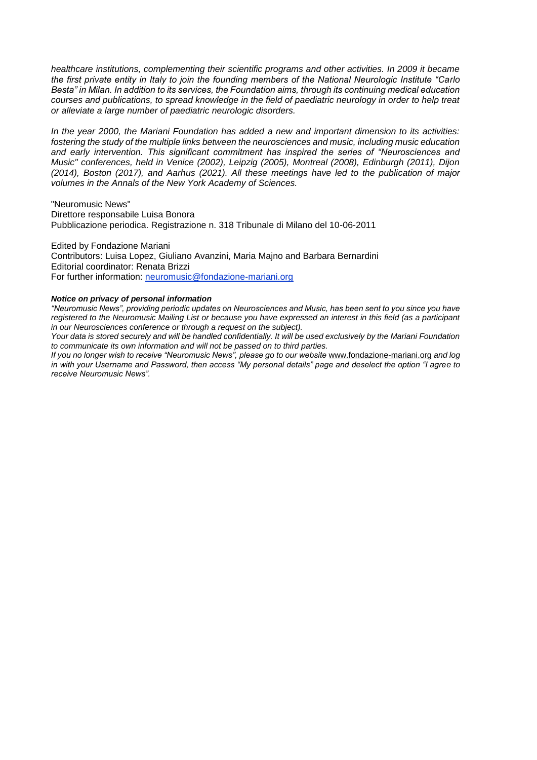*healthcare institutions, complementing their scientific programs and other activities. In 2009 it became the first private entity in Italy to join the founding members of the National Neurologic Institute "Carlo Besta" in Milan. In addition to its services, the Foundation aims, through its continuing medical education courses and publications, to spread knowledge in the field of paediatric neurology in order to help treat or alleviate a large number of paediatric neurologic disorders.*

*In the year 2000, the Mariani Foundation has added a new and important dimension to its activities: fostering the study of the multiple links between the neurosciences and music, including music education and early intervention. This significant commitment has inspired the series of "Neurosciences and Music" conferences, held in Venice (2002), Leipzig (2005), Montreal (2008), Edinburgh (2011), Dijon (2014), Boston (2017), and Aarhus (2021). All these meetings have led to the publication of major volumes in the Annals of the New York Academy of Sciences.*

"Neuromusic News"
Direttore responsabile Luisa Bonora
Pubblicazione periodica. Registrazione n. 318 Tribunale di Milano del 10-06-2011

Edited by Fondazione Mariani
Contributors: Luisa Lopez, Giuliano Avanzini, Maria Majno and Barbara Bernardini
Editorial coordinator: Renata Brizzi
For further information: neuromusic@fondazione-mariani.org

***Notice on privacy of personal information***

*"Neuromusic News", providing periodic updates on Neurosciences and Music, has been sent to you since you have registered to the Neuromusic Mailing List or because you have expressed an interest in this field (as a participant in our Neurosciences conference or through a request on the subject).*

*Your data is stored securely and will be handled confidentially. It will be used exclusively by the Mariani Foundation to communicate its own information and will not be passed on to third parties.*

*If you no longer wish to receive "Neuromusic News", please go to our website* www.fondazione-mariani.org *and log in with your Username and Password, then access "My personal details" page and deselect the option "I agree to receive Neuromusic News".*